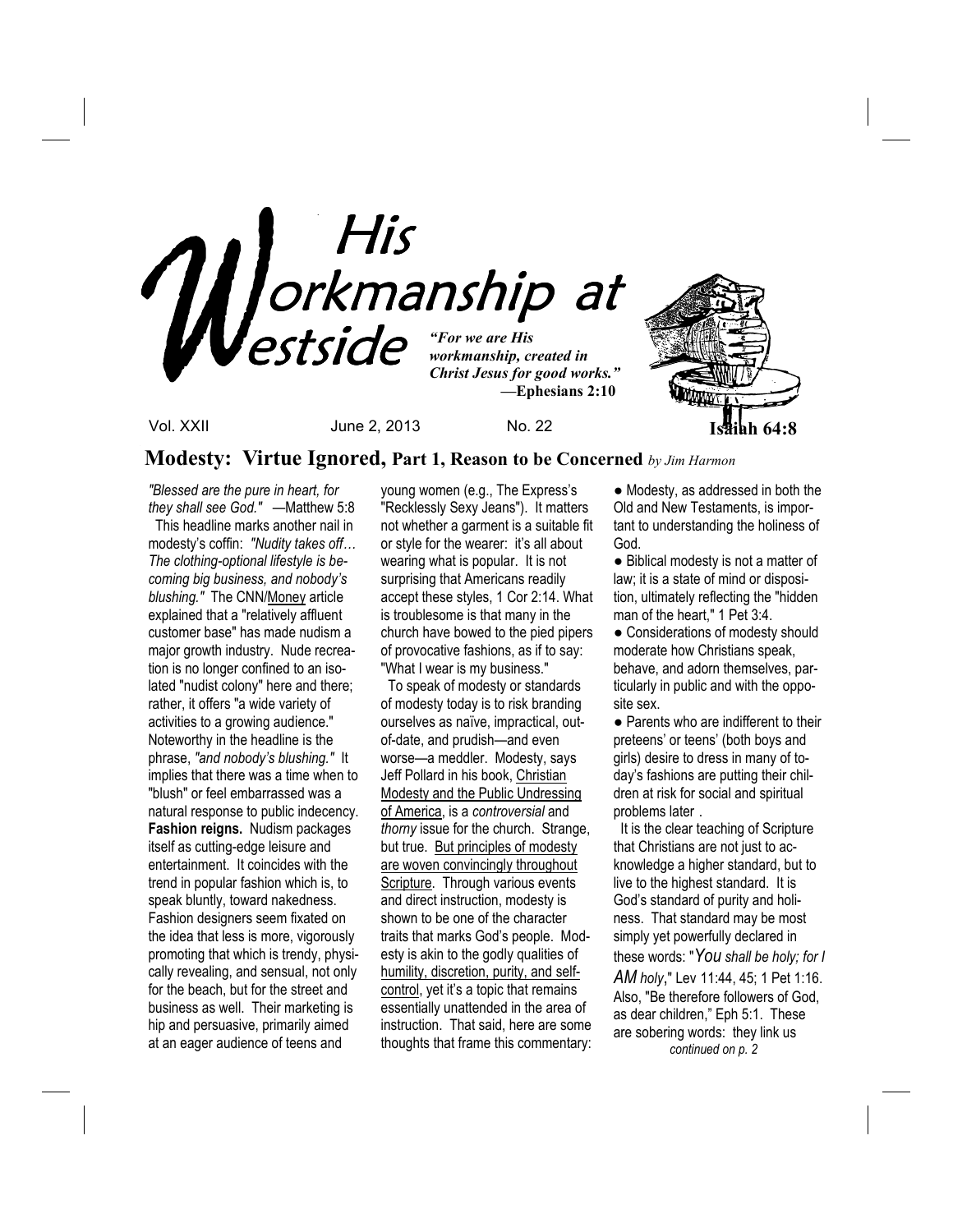# His Workmanship at Westside

*"For we are His workmanship, created in Christ Jesus for good works."*
**—Ephesians 2:10**

**Isaiah 64:8**

Vol. XXII June 2, 2013 No. 22

## Modesty: Virtue Ignored, Part 1, Reason to be Concerned *by Jim Harmon*

*"Blessed are the pure in heart, for they shall see God."* —Matthew 5:8

This headline marks another nail in modesty's coffin: *"Nudity takes off… The clothing-optional lifestyle is becoming big business, and nobody's blushing."* The CNN/Money article explained that a "relatively affluent customer base" has made nudism a major growth industry. Nude recreation is no longer confined to an isolated "nudist colony" here and there; rather, it offers "a wide variety of activities to a growing audience." Noteworthy in the headline is the phrase, *"and nobody's blushing."* It implies that there was a time when to "blush" or feel embarrassed was a natural response to public indecency.

**Fashion reigns.** Nudism packages itself as cutting-edge leisure and entertainment. It coincides with the trend in popular fashion which is, to speak bluntly, toward nakedness. Fashion designers seem fixated on the idea that less is more, vigorously promoting that which is trendy, physically revealing, and sensual, not only for the beach, but for the street and business as well. Their marketing is hip and persuasive, primarily aimed at an eager audience of teens and young women (e.g., The Express's "Recklessly Sexy Jeans"). It matters not whether a garment is a suitable fit or style for the wearer: it's all about wearing what is popular. It is not surprising that Americans readily accept these styles, 1 Cor 2:14. What is troublesome is that many in the church have bowed to the pied pipers of provocative fashions, as if to say: "What I wear is my business."

To speak of modesty or standards of modesty today is to risk branding ourselves as naïve, impractical, out-of-date, and prudish—and even worse—a meddler. Modesty, says Jeff Pollard in his book, Christian Modesty and the Public Undressing of America, is a *controversial* and *thorny* issue for the church. Strange, but true. But principles of modesty are woven convincingly throughout Scripture. Through various events and direct instruction, modesty is shown to be one of the character traits that marks God's people. Modesty is akin to the godly qualities of humility, discretion, purity, and self-control, yet it's a topic that remains essentially unattended in the area of instruction. That said, here are some thoughts that frame this commentary:

- Modesty, as addressed in both the Old and New Testaments, is important to understanding the holiness of God.
- Biblical modesty is not a matter of law; it is a state of mind or disposition, ultimately reflecting the "hidden man of the heart," 1 Pet 3:4.
- Considerations of modesty should moderate how Christians speak, behave, and adorn themselves, particularly in public and with the opposite sex.
- Parents who are indifferent to their preteens' or teens' (both boys and girls) desire to dress in many of today's fashions are putting their children at risk for social and spiritual problems later .

It is the clear teaching of Scripture that Christians are not just to acknowledge a higher standard, but to live to the highest standard. It is God's standard of purity and holiness. That standard may be most simply yet powerfully declared in these words: "*You shall be holy; for I AM holy*," Lev 11:44, 45; 1 Pet 1:16. Also, "Be therefore followers of God, as dear children," Eph 5:1. These are sobering words: they link us

*continued on p. 2*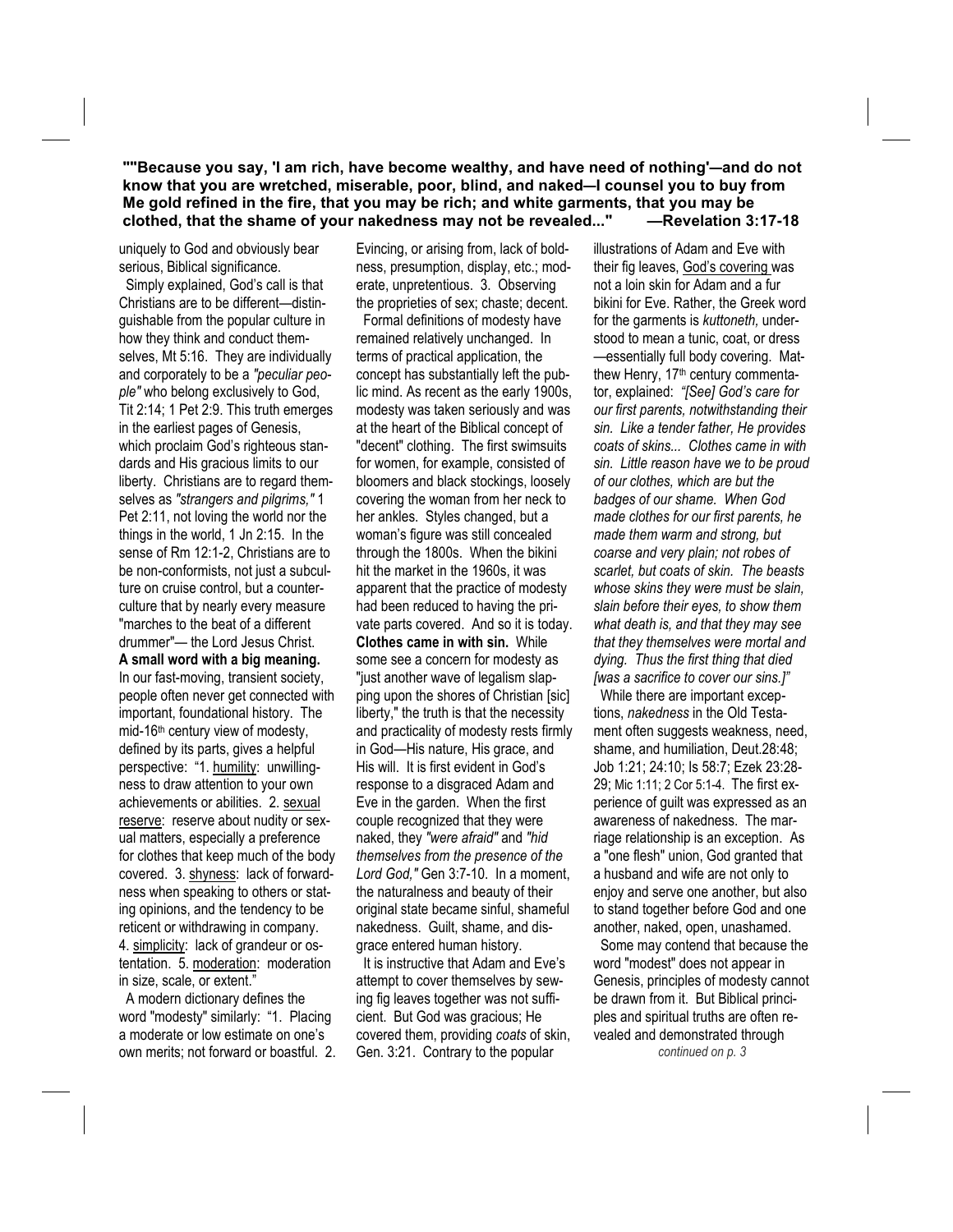**""Because you say, 'I am rich, have become wealthy, and have need of nothing'—and do not know that you are wretched, miserable, poor, blind, and naked—I counsel you to buy from Me gold refined in the fire, that you may be rich; and white garments, that you may be clothed, that the shame of your nakedness may not be revealed..." —Revelation 3:17-18**

uniquely to God and obviously bear serious, Biblical significance.

Simply explained, God's call is that Christians are to be different—distinguishable from the popular culture in how they think and conduct themselves, Mt 5:16. They are individually and corporately to be a *"peculiar people"* who belong exclusively to God, Tit 2:14; 1 Pet 2:9. This truth emerges in the earliest pages of Genesis, which proclaim God's righteous standards and His gracious limits to our liberty. Christians are to regard themselves as *"strangers and pilgrims,"* 1 Pet 2:11, not loving the world nor the things in the world, 1 Jn 2:15. In the sense of Rm 12:1-2, Christians are to be non-conformists, not just a subculture on cruise control, but a counterculture that by nearly every measure "marches to the beat of a different drummer"— the Lord Jesus Christ.

**A small word with a big meaning.** In our fast-moving, transient society, people often never get connected with important, foundational history. The mid-16th century view of modesty, defined by its parts, gives a helpful perspective: "1. humility: unwillingness to draw attention to your own achievements or abilities. 2. sexual reserve: reserve about nudity or sexual matters, especially a preference for clothes that keep much of the body covered. 3. shyness: lack of forwardness when speaking to others or stating opinions, and the tendency to be reticent or withdrawing in company. 4. simplicity: lack of grandeur or ostentation. 5. moderation: moderation in size, scale, or extent."

A modern dictionary defines the word "modesty" similarly: "1. Placing a moderate or low estimate on one's own merits; not forward or boastful. 2. Evincing, or arising from, lack of boldness, presumption, display, etc.; moderate, unpretentious. 3. Observing the proprieties of sex; chaste; decent.

Formal definitions of modesty have remained relatively unchanged. In terms of practical application, the concept has substantially left the public mind. As recent as the early 1900s, modesty was taken seriously and was at the heart of the Biblical concept of "decent" clothing. The first swimsuits for women, for example, consisted of bloomers and black stockings, loosely covering the woman from her neck to her ankles. Styles changed, but a woman's figure was still concealed through the 1800s. When the bikini hit the market in the 1960s, it was apparent that the practice of modesty had been reduced to having the private parts covered. And so it is today.

**Clothes came in with sin.** While some see a concern for modesty as "just another wave of legalism slapping upon the shores of Christian [sic] liberty," the truth is that the necessity and practicality of modesty rests firmly in God—His nature, His grace, and His will. It is first evident in God's response to a disgraced Adam and Eve in the garden. When the first couple recognized that they were naked, they *"were afraid"* and *"hid themselves from the presence of the Lord God,"* Gen 3:7-10. In a moment, the naturalness and beauty of their original state became sinful, shameful nakedness. Guilt, shame, and disgrace entered human history.

It is instructive that Adam and Eve's attempt to cover themselves by sewing fig leaves together was not sufficient. But God was gracious; He covered them, providing *coats* of skin, Gen. 3:21. Contrary to the popular illustrations of Adam and Eve with their fig leaves, God's covering was not a loin skin for Adam and a fur bikini for Eve. Rather, the Greek word for the garments is *kuttoneth,* understood to mean a tunic, coat, or dress —essentially full body covering. Matthew Henry, 17th century commentator, explained: *"[See] God's care for our first parents, notwithstanding their sin. Like a tender father, He provides coats of skins... Clothes came in with sin. Little reason have we to be proud of our clothes, which are but the badges of our shame. When God made clothes for our first parents, he made them warm and strong, but coarse and very plain; not robes of scarlet, but coats of skin. The beasts whose skins they were must be slain, slain before their eyes, to show them what death is, and that they may see that they themselves were mortal and dying. Thus the first thing that died [was a sacrifice to cover our sins.]"*

While there are important exceptions, *nakedness* in the Old Testament often suggests weakness, need, shame, and humiliation, Deut.28:48; Job 1:21; 24:10; Is 58:7; Ezek 23:28-29; Mic 1:11; 2 Cor 5:1-4. The first experience of guilt was expressed as an awareness of nakedness. The marriage relationship is an exception. As a "one flesh" union, God granted that a husband and wife are not only to enjoy and serve one another, but also to stand together before God and one another, naked, open, unashamed.

Some may contend that because the word "modest" does not appear in Genesis, principles of modesty cannot be drawn from it. But Biblical principles and spiritual truths are often revealed and demonstrated through

*continued on p. 3*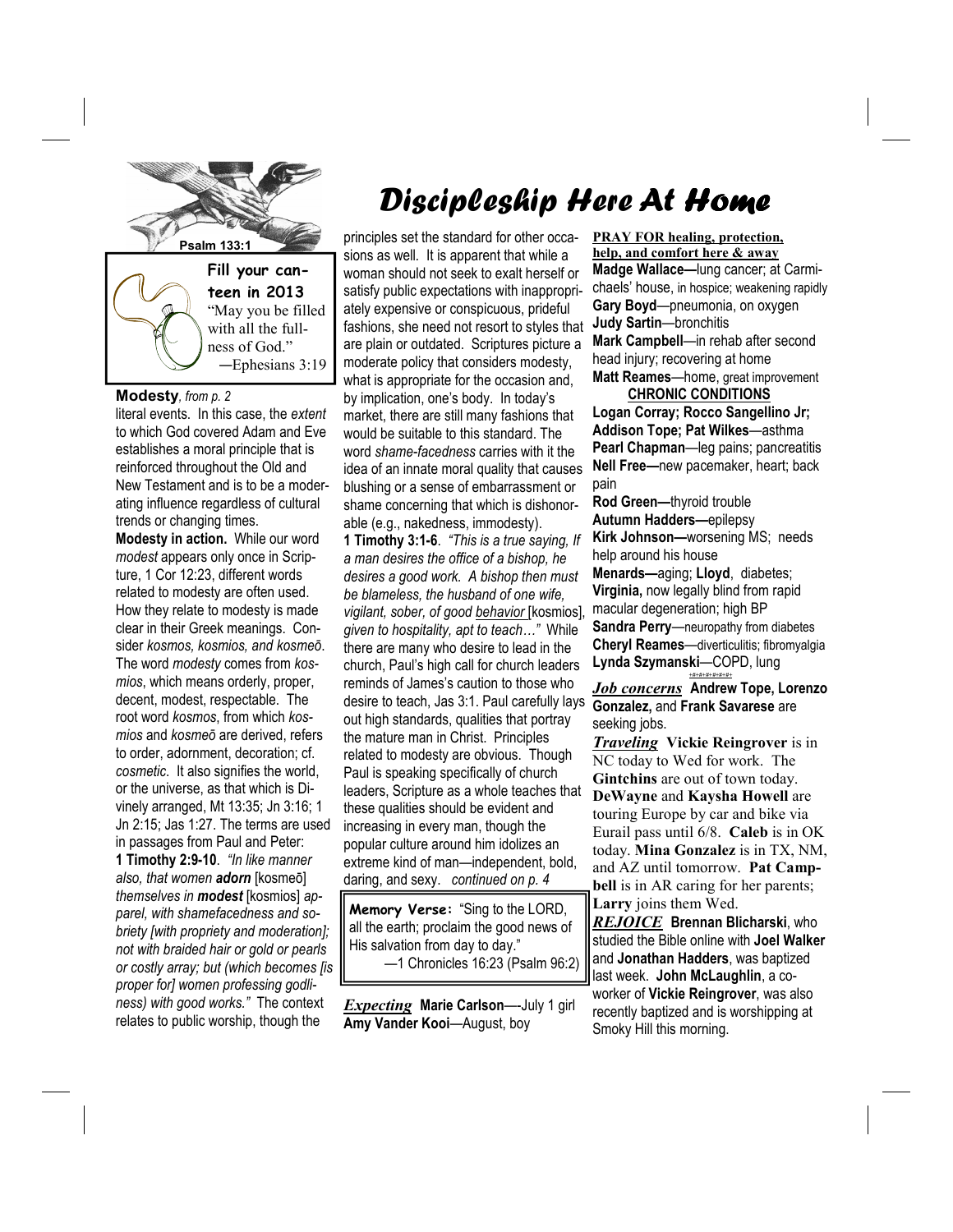# Discipleship Here At Home

Psalm 133:1

**Fill your canteen in 2013**
"May you be filled with all the fullness of God."
—Ephesians 3:19

**Modesty**, *from p. 2*

literal events. In this case, the *extent* to which God covered Adam and Eve establishes a moral principle that is reinforced throughout the Old and New Testament and is to be a moderating influence regardless of cultural trends or changing times.

**Modesty in action.** While our word *modest* appears only once in Scripture, 1 Cor 12:23, different words related to modesty are often used. How they relate to modesty is made clear in their Greek meanings. Consider *kosmos, kosmios, and kosmeō*. The word *modesty* comes from *kosmios*, which means orderly, proper, decent, modest, respectable. The root word *kosmos*, from which *kosmios* and *kosmeō* are derived, refers to order, adornment, decoration; cf. *cosmetic*. It also signifies the world, or the universe, as that which is Divinely arranged, Mt 13:35; Jn 3:16; 1 Jn 2:15; Jas 1:27. The terms are used in passages from Paul and Peter:

**1 Timothy 2:9-10**. *"In like manner also, that women **adorn** [kosmeō] themselves in **modest** [kosmios] apparel, with shamefacedness and sobriety [with propriety and moderation]; not with braided hair or gold or pearls or costly array; but (which becomes [is proper for] women professing godliness) with good works."* The context relates to public worship, though the principles set the standard for other occasions as well. It is apparent that while a woman should not seek to exalt herself or satisfy public expectations with inappropriately expensive or conspicuous, prideful fashions, she need not resort to styles that are plain or outdated. Scriptures picture a moderate policy that considers modesty, what is appropriate for the occasion and, by implication, one's body. In today's market, there are still many fashions that would be suitable to this standard. The word *shame-facedness* carries with it the idea of an innate moral quality that causes blushing or a sense of embarrassment or shame concerning that which is dishonorable (e.g., nakedness, immodesty).

**1 Timothy 3:1-6**. *"This is a true saying, If a man desires the office of a bishop, he desires a good work. A bishop then must be blameless, the husband of one wife, vigilant, sober, of good behavior* [kosmios], *given to hospitality, apt to teach…"* While there are many who desire to lead in the church, Paul's high call for church leaders reminds of James's caution to those who desire to teach, Jas 3:1. Paul carefully lays out high standards, qualities that portray the mature man in Christ. Principles related to modesty are obvious. Though Paul is speaking specifically of church leaders, Scripture as a whole teaches that these qualities should be evident and increasing in every man, though the popular culture around him idolizes an extreme kind of man—independent, bold, daring, and sexy. *continued on p. 4*

**Memory Verse:** "Sing to the LORD, all the earth; proclaim the good news of His salvation from day to day."
—1 Chronicles 16:23 (Psalm 96:2)

***Expecting*** **Marie Carlson**—July 1 girl
**Amy Vander Kooi**—August, boy

**PRAY FOR healing, protection, help, and comfort here & away**

**Madge Wallace—**lung cancer; at Carmichaels' house, in hospice; weakening rapidly
**Gary Boyd**—pneumonia, on oxygen
**Judy Sartin**—bronchitis
**Mark Campbell**—in rehab after second head injury; recovering at home
**Matt Reames**—home, great improvement

**CHRONIC CONDITIONS**

**Logan Corray; Rocco Sangellino Jr; Addison Tope; Pat Wilkes**—asthma
**Pearl Chapman**—leg pains; pancreatitis
**Nell Free—**new pacemaker, heart; back pain
**Rod Green—**thyroid trouble
**Autumn Hadders—**epilepsy
**Kirk Johnson—**worsening MS; needs help around his house
**Menards—**aging; **Lloyd**, diabetes; **Virginia,** now legally blind from rapid macular degeneration; high BP
**Sandra Perry**—neuropathy from diabetes
**Cheryl Reames**—diverticulitis; fibromyalgia
**Lynda Szymanski**—COPD, lung

***Job concerns*** **Andrew Tope, Lorenzo Gonzalez,** and **Frank Savarese** are seeking jobs.

***Traveling*** **Vickie Reingrover** is in NC today to Wed for work. The **Gintchins** are out of town today. **DeWayne** and **Kaysha Howell** are touring Europe by car and bike via Eurail pass until 6/8. **Caleb** is in OK today. **Mina Gonzalez** is in TX, NM, and AZ until tomorrow. **Pat Campbell** is in AR caring for her parents; **Larry** joins them Wed.

***REJOICE*** **Brennan Blicharski**, who studied the Bible online with **Joel Walker** and **Jonathan Hadders**, was baptized last week. **John McLaughlin**, a co-worker of **Vickie Reingrover**, was also recently baptized and is worshipping at Smoky Hill this morning.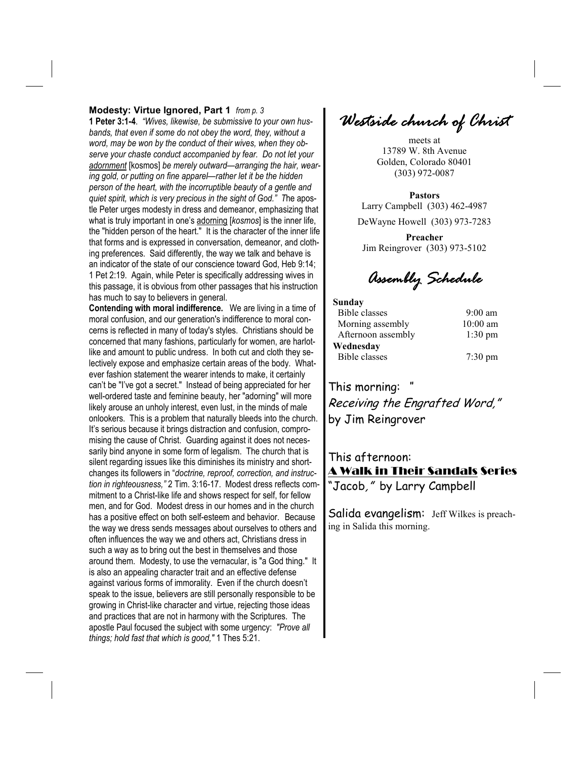**Modesty: Virtue Ignored, Part 1** *from p. 3*

**1 Peter 3:1-4**. *"Wives, likewise, be submissive to your own husbands, that even if some do not obey the word, they, without a word, may be won by the conduct of their wives, when they observe your chaste conduct accompanied by fear. Do not let your adornment* [kosmos] *be merely outward—arranging the hair, wearing gold, or putting on fine apparel—rather let it be the hidden person of the heart, with the incorruptible beauty of a gentle and quiet spirit, which is very precious in the sight of God." T*he apostle Peter urges modesty in dress and demeanor, emphasizing that what is truly important in one's adorning [*kosmos*] is the inner life, the "hidden person of the heart." It is the character of the inner life that forms and is expressed in conversation, demeanor, and clothing preferences. Said differently, the way we talk and behave is an indicator of the state of our conscience toward God, Heb 9:14; 1 Pet 2:19. Again, while Peter is specifically addressing wives in this passage, it is obvious from other passages that his instruction has much to say to believers in general.

**Contending with moral indifference.** We are living in a time of moral confusion, and our generation's indifference to moral concerns is reflected in many of today's styles. Christians should be concerned that many fashions, particularly for women, are harlot-like and amount to public undress. In both cut and cloth they selectively expose and emphasize certain areas of the body. Whatever fashion statement the wearer intends to make, it certainly can't be "I've got a secret." Instead of being appreciated for her well-ordered taste and feminine beauty, her "adorning" will more likely arouse an unholy interest, even lust, in the minds of male onlookers. This is a problem that naturally bleeds into the church. It's serious because it brings distraction and confusion, compromising the cause of Christ. Guarding against it does not necessarily bind anyone in some form of legalism. The church that is silent regarding issues like this diminishes its ministry and short-changes its followers in "*doctrine, reproof, correction, and instruction in righteousness,"* 2 Tim. 3:16-17. Modest dress reflects commitment to a Christ-like life and shows respect for self, for fellow men, and for God. Modest dress in our homes and in the church has a positive effect on both self-esteem and behavior. Because the way we dress sends messages about ourselves to others and often influences the way we and others act, Christians dress in such a way as to bring out the best in themselves and those around them. Modesty, to use the vernacular, is "a God thing." It is also an appealing character trait and an effective defense against various forms of immorality. Even if the church doesn't speak to the issue, believers are still personally responsible to be growing in Christ-like character and virtue, rejecting those ideas and practices that are not in harmony with the Scriptures. The apostle Paul focused the subject with some urgency: *"Prove all things; hold fast that which is good,"* 1 Thes 5:21.

# *Westside church of Christ*

meets at
13789 W. 8th Avenue
Golden, Colorado 80401
(303) 972-0087

**Pastors**
Larry Campbell (303) 462-4987
DeWayne Howell (303) 973-7283

**Preacher**
Jim Reingrover (303) 973-5102

## *Assembly Schedule*

| | |
|---|---|
| **Sunday** | |
| Bible classes | 9:00 am |
| Morning assembly | 10:00 am |
| Afternoon assembly | 1:30 pm |
| **Wednesday** | |
| Bible classes | 7:30 pm |

This morning: *"Receiving the Engrafted Word,"* by Jim Reingrover

This afternoon: **A Walk in Their Sandals Series**
"Jacob," by Larry Campbell

Salida evangelism: Jeff Wilkes is preaching in Salida this morning.